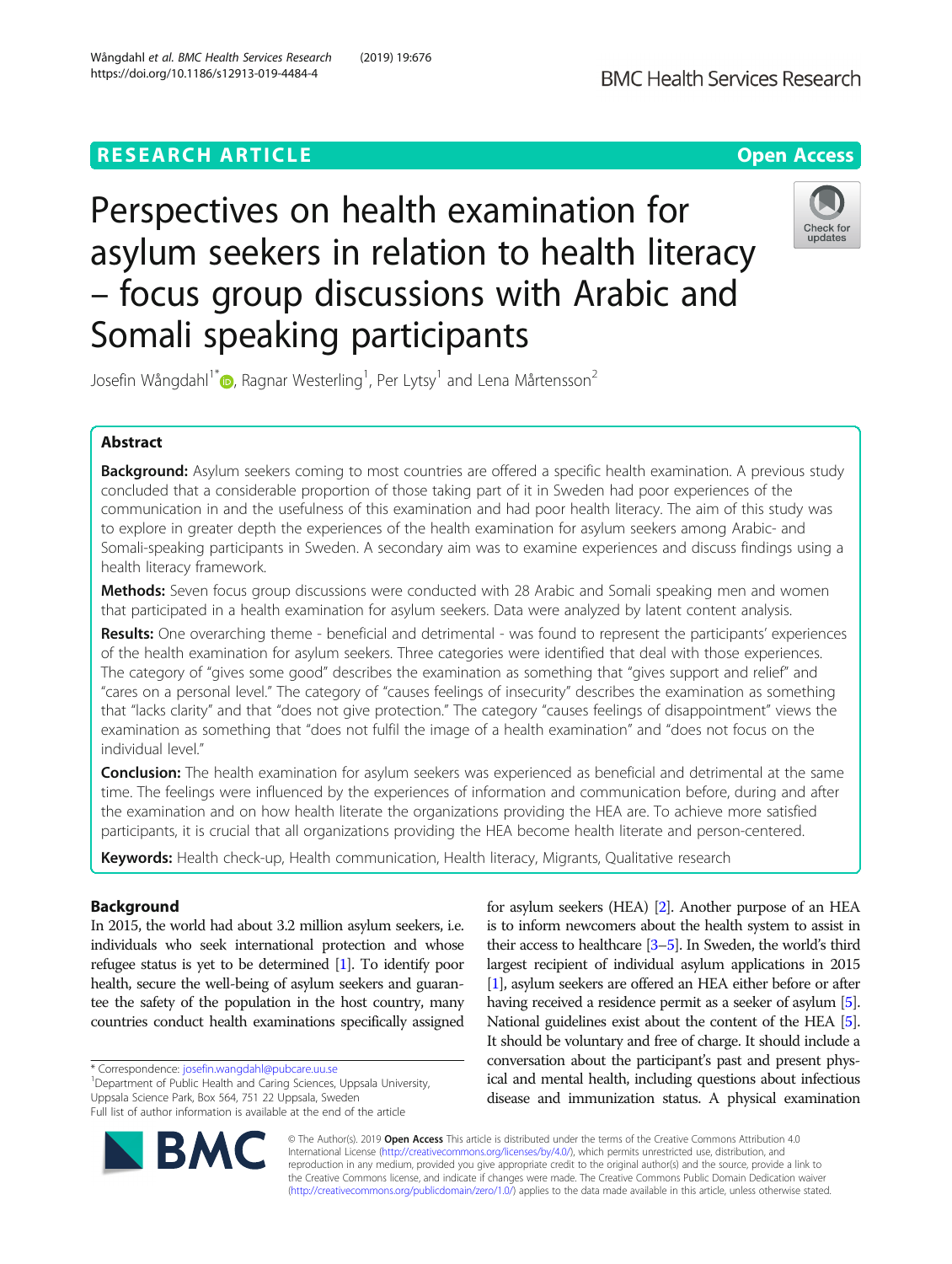RESEARCH ARTICLE

Open Access

# Perspectives on health examination for asylum seekers in relation to health literacy – focus group discussions with Arabic and Somali speaking participants

Josefin Wångdahl[1*], Ragnar Westerling[1], Per Lytsy[1] and Lena Mårtensson[2]

## Abstract

**Background:** Asylum seekers coming to most countries are offered a specific health examination. A previous study concluded that a considerable proportion of those taking part of it in Sweden had poor experiences of the communication in and the usefulness of this examination and had poor health literacy. The aim of this study was to explore in greater depth the experiences of the health examination for asylum seekers among Arabic- and Somali-speaking participants in Sweden. A secondary aim was to examine experiences and discuss findings using a health literacy framework.

**Methods:** Seven focus group discussions were conducted with 28 Arabic and Somali speaking men and women that participated in a health examination for asylum seekers. Data were analyzed by latent content analysis.

**Results:** One overarching theme - beneficial and detrimental - was found to represent the participants' experiences of the health examination for asylum seekers. Three categories were identified that deal with those experiences. The category of "gives some good" describes the examination as something that "gives support and relief" and "cares on a personal level." The category of "causes feelings of insecurity" describes the examination as something that "lacks clarity" and that "does not give protection." The category "causes feelings of disappointment" views the examination as something that "does not fulfil the image of a health examination" and "does not focus on the individual level."

**Conclusion:** The health examination for asylum seekers was experienced as beneficial and detrimental at the same time. The feelings were influenced by the experiences of information and communication before, during and after the examination and on how health literate the organizations providing the HEA are. To achieve more satisfied participants, it is crucial that all organizations providing the HEA become health literate and person-centered.

**Keywords:** Health check-up, Health communication, Health literacy, Migrants, Qualitative research

## Background

In 2015, the world had about 3.2 million asylum seekers, i.e. individuals who seek international protection and whose refugee status is yet to be determined [1]. To identify poor health, secure the well-being of asylum seekers and guarantee the safety of the population in the host country, many countries conduct health examinations specifically assigned for asylum seekers (HEA) [2]. Another purpose of an HEA is to inform newcomers about the health system to assist in their access to healthcare [3–5]. In Sweden, the world's third largest recipient of individual asylum applications in 2015 [1], asylum seekers are offered an HEA either before or after having received a residence permit as a seeker of asylum [5]. National guidelines exist about the content of the HEA [5]. It should be voluntary and free of charge. It should include a conversation about the participant's past and present physical and mental health, including questions about infectious disease and immunization status. A physical examination

* Correspondence: josefin.wangdahl@pubcare.uu.se
[1]Department of Public Health and Caring Sciences, Uppsala University, Uppsala Science Park, Box 564, 751 22 Uppsala, Sweden
Full list of author information is available at the end of the article

© The Author(s). 2019 **Open Access** This article is distributed under the terms of the Creative Commons Attribution 4.0 International License (http://creativecommons.org/licenses/by/4.0/), which permits unrestricted use, distribution, and reproduction in any medium, provided you give appropriate credit to the original author(s) and the source, provide a link to the Creative Commons license, and indicate if changes were made. The Creative Commons Public Domain Dedication waiver (http://creativecommons.org/publicdomain/zero/1.0/) applies to the data made available in this article, unless otherwise stated.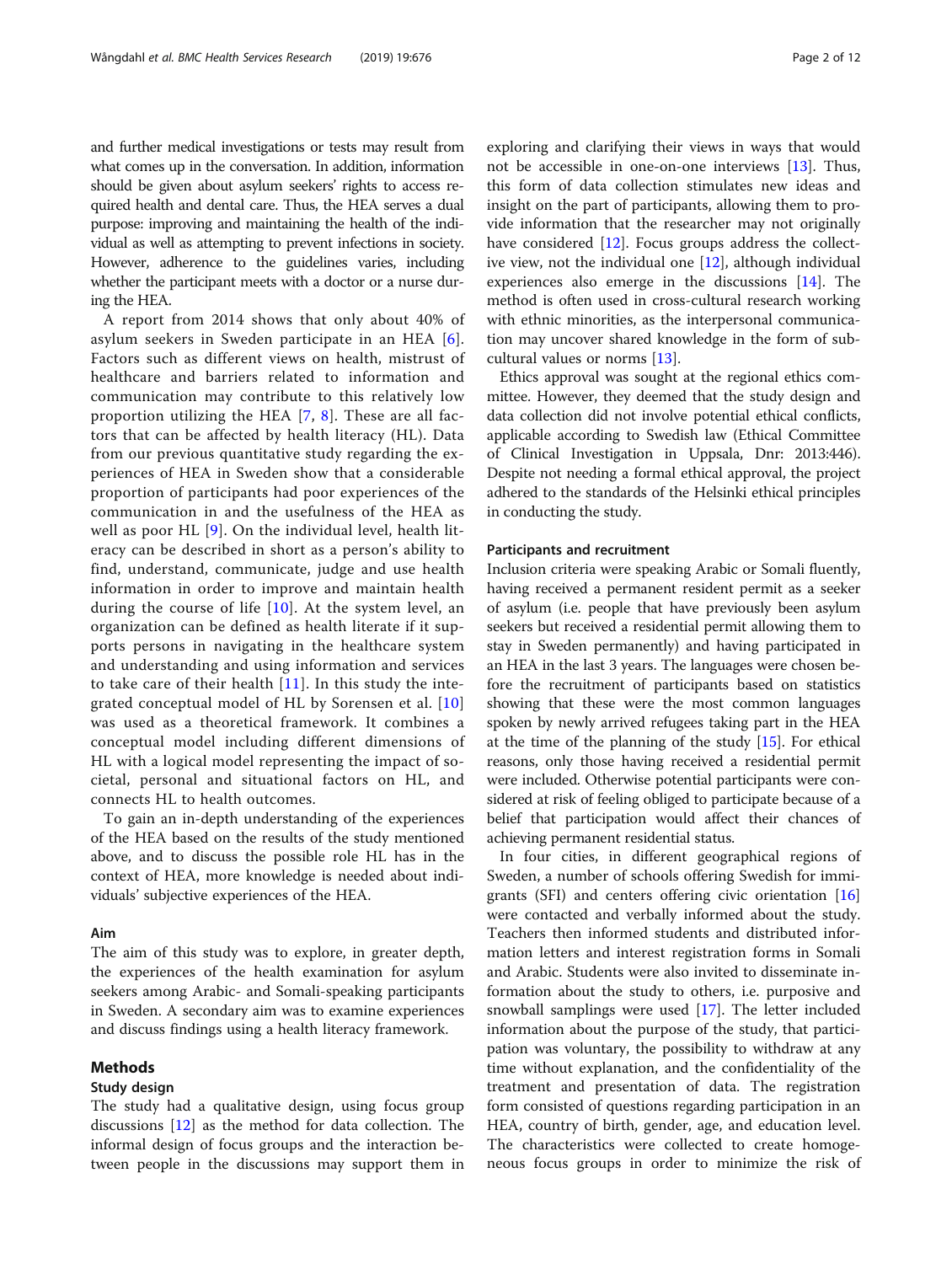and further medical investigations or tests may result from what comes up in the conversation. In addition, information should be given about asylum seekers' rights to access required health and dental care. Thus, the HEA serves a dual purpose: improving and maintaining the health of the individual as well as attempting to prevent infections in society. However, adherence to the guidelines varies, including whether the participant meets with a doctor or a nurse during the HEA.

A report from 2014 shows that only about 40% of asylum seekers in Sweden participate in an HEA [6]. Factors such as different views on health, mistrust of healthcare and barriers related to information and communication may contribute to this relatively low proportion utilizing the HEA [7, 8]. These are all factors that can be affected by health literacy (HL). Data from our previous quantitative study regarding the experiences of HEA in Sweden show that a considerable proportion of participants had poor experiences of the communication in and the usefulness of the HEA as well as poor HL [9]. On the individual level, health literacy can be described in short as a person's ability to find, understand, communicate, judge and use health information in order to improve and maintain health during the course of life [10]. At the system level, an organization can be defined as health literate if it supports persons in navigating in the healthcare system and understanding and using information and services to take care of their health [11]. In this study the integrated conceptual model of HL by Sorensen et al. [10] was used as a theoretical framework. It combines a conceptual model including different dimensions of HL with a logical model representing the impact of societal, personal and situational factors on HL, and connects HL to health outcomes.

To gain an in-depth understanding of the experiences of the HEA based on the results of the study mentioned above, and to discuss the possible role HL has in the context of HEA, more knowledge is needed about individuals' subjective experiences of the HEA.

### Aim

The aim of this study was to explore, in greater depth, the experiences of the health examination for asylum seekers among Arabic- and Somali-speaking participants in Sweden. A secondary aim was to examine experiences and discuss findings using a health literacy framework.

## Methods

### Study design

The study had a qualitative design, using focus group discussions [12] as the method for data collection. The informal design of focus groups and the interaction between people in the discussions may support them in exploring and clarifying their views in ways that would not be accessible in one-on-one interviews [13]. Thus, this form of data collection stimulates new ideas and insight on the part of participants, allowing them to provide information that the researcher may not originally have considered [12]. Focus groups address the collective view, not the individual one [12], although individual experiences also emerge in the discussions [14]. The method is often used in cross-cultural research working with ethnic minorities, as the interpersonal communication may uncover shared knowledge in the form of sub-cultural values or norms [13].

Ethics approval was sought at the regional ethics committee. However, they deemed that the study design and data collection did not involve potential ethical conflicts, applicable according to Swedish law (Ethical Committee of Clinical Investigation in Uppsala, Dnr: 2013:446). Despite not needing a formal ethical approval, the project adhered to the standards of the Helsinki ethical principles in conducting the study.

### Participants and recruitment

Inclusion criteria were speaking Arabic or Somali fluently, having received a permanent resident permit as a seeker of asylum (i.e. people that have previously been asylum seekers but received a residential permit allowing them to stay in Sweden permanently) and having participated in an HEA in the last 3 years. The languages were chosen before the recruitment of participants based on statistics showing that these were the most common languages spoken by newly arrived refugees taking part in the HEA at the time of the planning of the study [15]. For ethical reasons, only those having received a residential permit were included. Otherwise potential participants were considered at risk of feeling obliged to participate because of a belief that participation would affect their chances of achieving permanent residential status.

In four cities, in different geographical regions of Sweden, a number of schools offering Swedish for immigrants (SFI) and centers offering civic orientation [16] were contacted and verbally informed about the study. Teachers then informed students and distributed information letters and interest registration forms in Somali and Arabic. Students were also invited to disseminate information about the study to others, i.e. purposive and snowball samplings were used [17]. The letter included information about the purpose of the study, that participation was voluntary, the possibility to withdraw at any time without explanation, and the confidentiality of the treatment and presentation of data. The registration form consisted of questions regarding participation in an HEA, country of birth, gender, age, and education level. The characteristics were collected to create homogeneous focus groups in order to minimize the risk of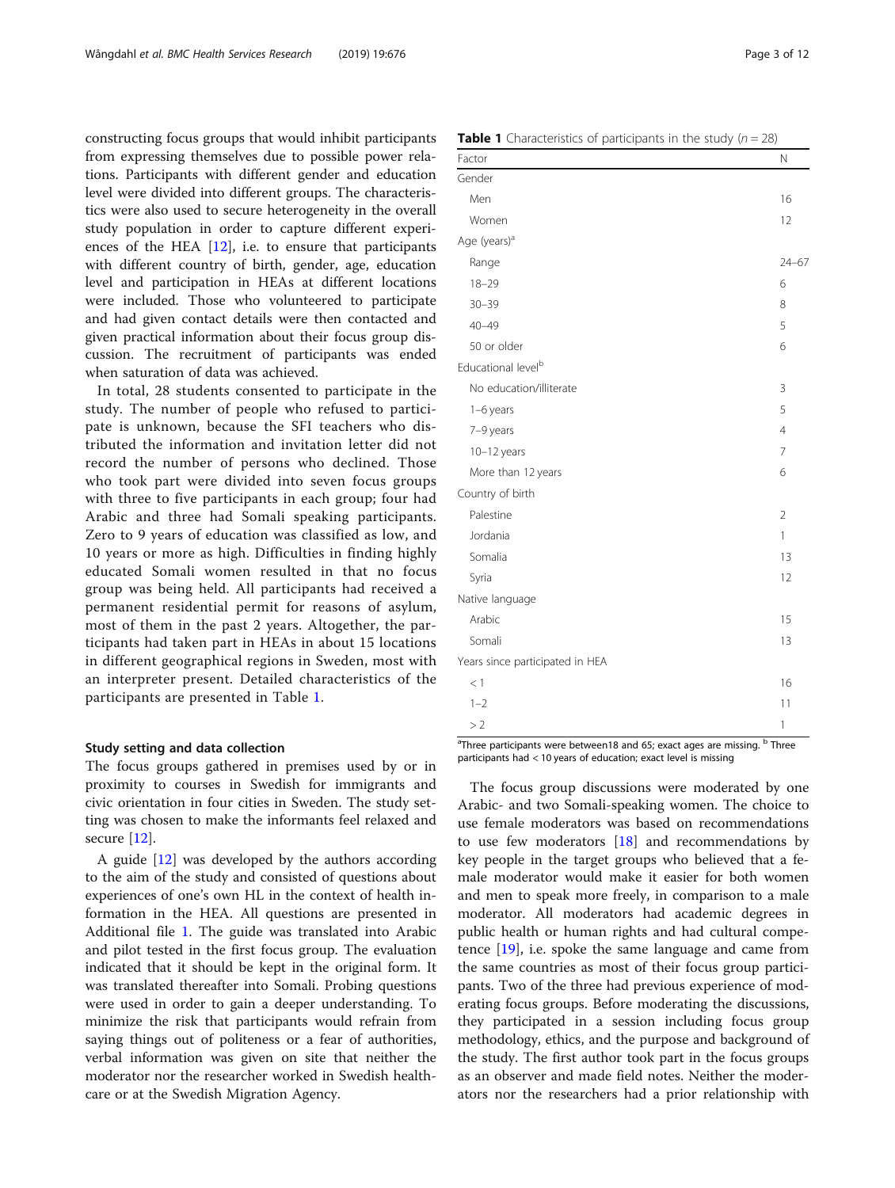constructing focus groups that would inhibit participants from expressing themselves due to possible power relations. Participants with different gender and education level were divided into different groups. The characteristics were also used to secure heterogeneity in the overall study population in order to capture different experiences of the HEA [12], i.e. to ensure that participants with different country of birth, gender, age, education level and participation in HEAs at different locations were included. Those who volunteered to participate and had given contact details were then contacted and given practical information about their focus group discussion. The recruitment of participants was ended when saturation of data was achieved.

In total, 28 students consented to participate in the study. The number of people who refused to participate is unknown, because the SFI teachers who distributed the information and invitation letter did not record the number of persons who declined. Those who took part were divided into seven focus groups with three to five participants in each group; four had Arabic and three had Somali speaking participants. Zero to 9 years of education was classified as low, and 10 years or more as high. Difficulties in finding highly educated Somali women resulted in that no focus group was being held. All participants had received a permanent residential permit for reasons of asylum, most of them in the past 2 years. Altogether, the participants had taken part in HEAs in about 15 locations in different geographical regions in Sweden, most with an interpreter present. Detailed characteristics of the participants are presented in Table 1.

**Table 1** Characteristics of participants in the study ($n = 28$)

| Factor | N |
|---|---|
| Gender | |
| Men | 16 |
| Women | 12 |
| Age (years)[a] | |
| Range | 24–67 |
| 18–29 | 6 |
| 30–39 | 8 |
| 40–49 | 5 |
| 50 or older | 6 |
| Educational level[b] | |
| No education/illiterate | 3 |
| 1–6 years | 5 |
| 7–9 years | 4 |
| 10–12 years | 7 |
| More than 12 years | 6 |
| Country of birth | |
| Palestine | 2 |
| Jordania | 1 |
| Somalia | 13 |
| Syria | 12 |
| Native language | |
| Arabic | 15 |
| Somali | 13 |
| Years since participated in HEA | |
| < 1 | 16 |
| 1–2 | 11 |
| > 2 | 1 |

[a]Three participants were between18 and 65; exact ages are missing. [b] Three participants had < 10 years of education; exact level is missing

## Study setting and data collection

The focus groups gathered in premises used by or in proximity to courses in Swedish for immigrants and civic orientation in four cities in Sweden. The study setting was chosen to make the informants feel relaxed and secure [12].

A guide [12] was developed by the authors according to the aim of the study and consisted of questions about experiences of one's own HL in the context of health information in the HEA. All questions are presented in Additional file 1. The guide was translated into Arabic and pilot tested in the first focus group. The evaluation indicated that it should be kept in the original form. It was translated thereafter into Somali. Probing questions were used in order to gain a deeper understanding. To minimize the risk that participants would refrain from saying things out of politeness or a fear of authorities, verbal information was given on site that neither the moderator nor the researcher worked in Swedish healthcare or at the Swedish Migration Agency.

The focus group discussions were moderated by one Arabic- and two Somali-speaking women. The choice to use female moderators was based on recommendations to use few moderators [18] and recommendations by key people in the target groups who believed that a female moderator would make it easier for both women and men to speak more freely, in comparison to a male moderator. All moderators had academic degrees in public health or human rights and had cultural competence [19], i.e. spoke the same language and came from the same countries as most of their focus group participants. Two of the three had previous experience of moderating focus groups. Before moderating the discussions, they participated in a session including focus group methodology, ethics, and the purpose and background of the study. The first author took part in the focus groups as an observer and made field notes. Neither the moderators nor the researchers had a prior relationship with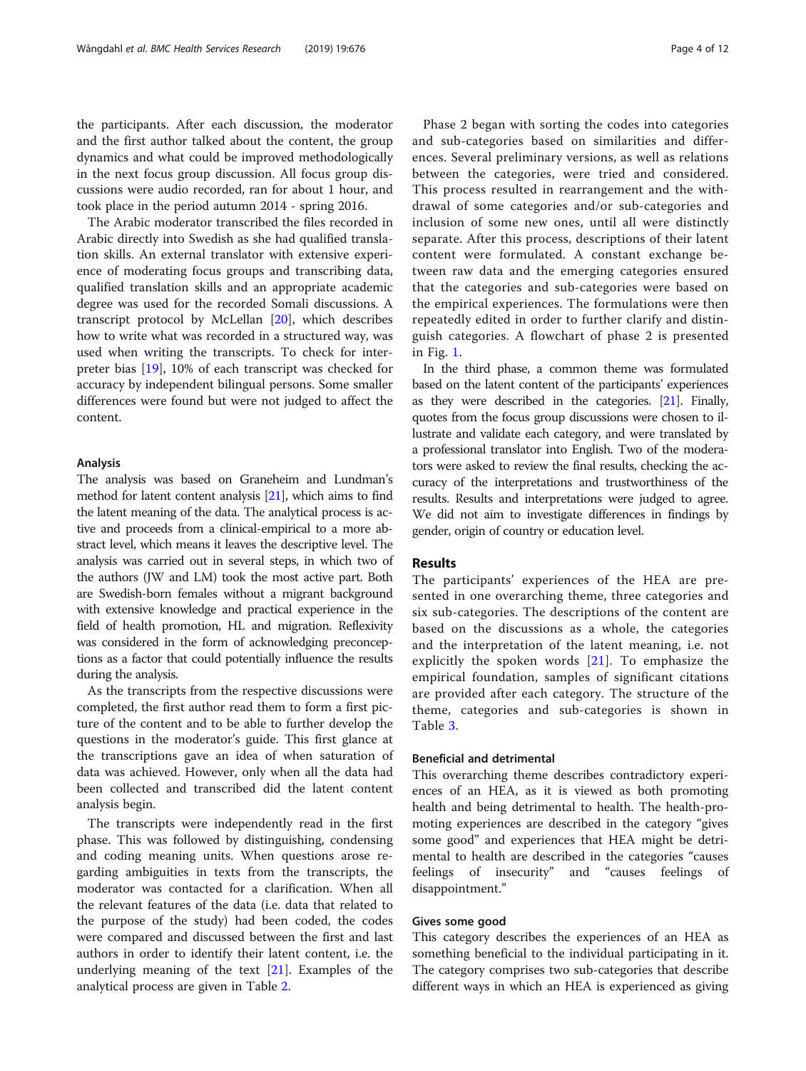the participants. After each discussion, the moderator and the first author talked about the content, the group dynamics and what could be improved methodologically in the next focus group discussion. All focus group discussions were audio recorded, ran for about 1 hour, and took place in the period autumn 2014 - spring 2016.

The Arabic moderator transcribed the files recorded in Arabic directly into Swedish as she had qualified translation skills. An external translator with extensive experience of moderating focus groups and transcribing data, qualified translation skills and an appropriate academic degree was used for the recorded Somali discussions. A transcript protocol by McLellan [20], which describes how to write what was recorded in a structured way, was used when writing the transcripts. To check for interpreter bias [19], 10% of each transcript was checked for accuracy by independent bilingual persons. Some smaller differences were found but were not judged to affect the content.

### Analysis

The analysis was based on Graneheim and Lundman's method for latent content analysis [21], which aims to find the latent meaning of the data. The analytical process is active and proceeds from a clinical-empirical to a more abstract level, which means it leaves the descriptive level. The analysis was carried out in several steps, in which two of the authors (JW and LM) took the most active part. Both are Swedish-born females without a migrant background with extensive knowledge and practical experience in the field of health promotion, HL and migration. Reflexivity was considered in the form of acknowledging preconceptions as a factor that could potentially influence the results during the analysis.

As the transcripts from the respective discussions were completed, the first author read them to form a first picture of the content and to be able to further develop the questions in the moderator's guide. This first glance at the transcriptions gave an idea of when saturation of data was achieved. However, only when all the data had been collected and transcribed did the latent content analysis begin.

The transcripts were independently read in the first phase. This was followed by distinguishing, condensing and coding meaning units. When questions arose regarding ambiguities in texts from the transcripts, the moderator was contacted for a clarification. When all the relevant features of the data (i.e. data that related to the purpose of the study) had been coded, the codes were compared and discussed between the first and last authors in order to identify their latent content, i.e. the underlying meaning of the text [21]. Examples of the analytical process are given in Table 2.

Phase 2 began with sorting the codes into categories and sub-categories based on similarities and differences. Several preliminary versions, as well as relations between the categories, were tried and considered. This process resulted in rearrangement and the withdrawal of some categories and/or sub-categories and inclusion of some new ones, until all were distinctly separate. After this process, descriptions of their latent content were formulated. A constant exchange between raw data and the emerging categories ensured that the categories and sub-categories were based on the empirical experiences. The formulations were then repeatedly edited in order to further clarify and distinguish categories. A flowchart of phase 2 is presented in Fig. 1.

In the third phase, a common theme was formulated based on the latent content of the participants' experiences as they were described in the categories. [21]. Finally, quotes from the focus group discussions were chosen to illustrate and validate each category, and were translated by a professional translator into English. Two of the moderators were asked to review the final results, checking the accuracy of the interpretations and trustworthiness of the results. Results and interpretations were judged to agree. We did not aim to investigate differences in findings by gender, origin of country or education level.

## Results

The participants' experiences of the HEA are presented in one overarching theme, three categories and six sub-categories. The descriptions of the content are based on the discussions as a whole, the categories and the interpretation of the latent meaning, i.e. not explicitly the spoken words [21]. To emphasize the empirical foundation, samples of significant citations are provided after each category. The structure of the theme, categories and sub-categories is shown in Table 3.

### Beneficial and detrimental

This overarching theme describes contradictory experiences of an HEA, as it is viewed as both promoting health and being detrimental to health. The health-promoting experiences are described in the category "gives some good" and experiences that HEA might be detrimental to health are described in the categories "causes feelings of insecurity" and "causes feelings of disappointment."

### Gives some good

This category describes the experiences of an HEA as something beneficial to the individual participating in it. The category comprises two sub-categories that describe different ways in which an HEA is experienced as giving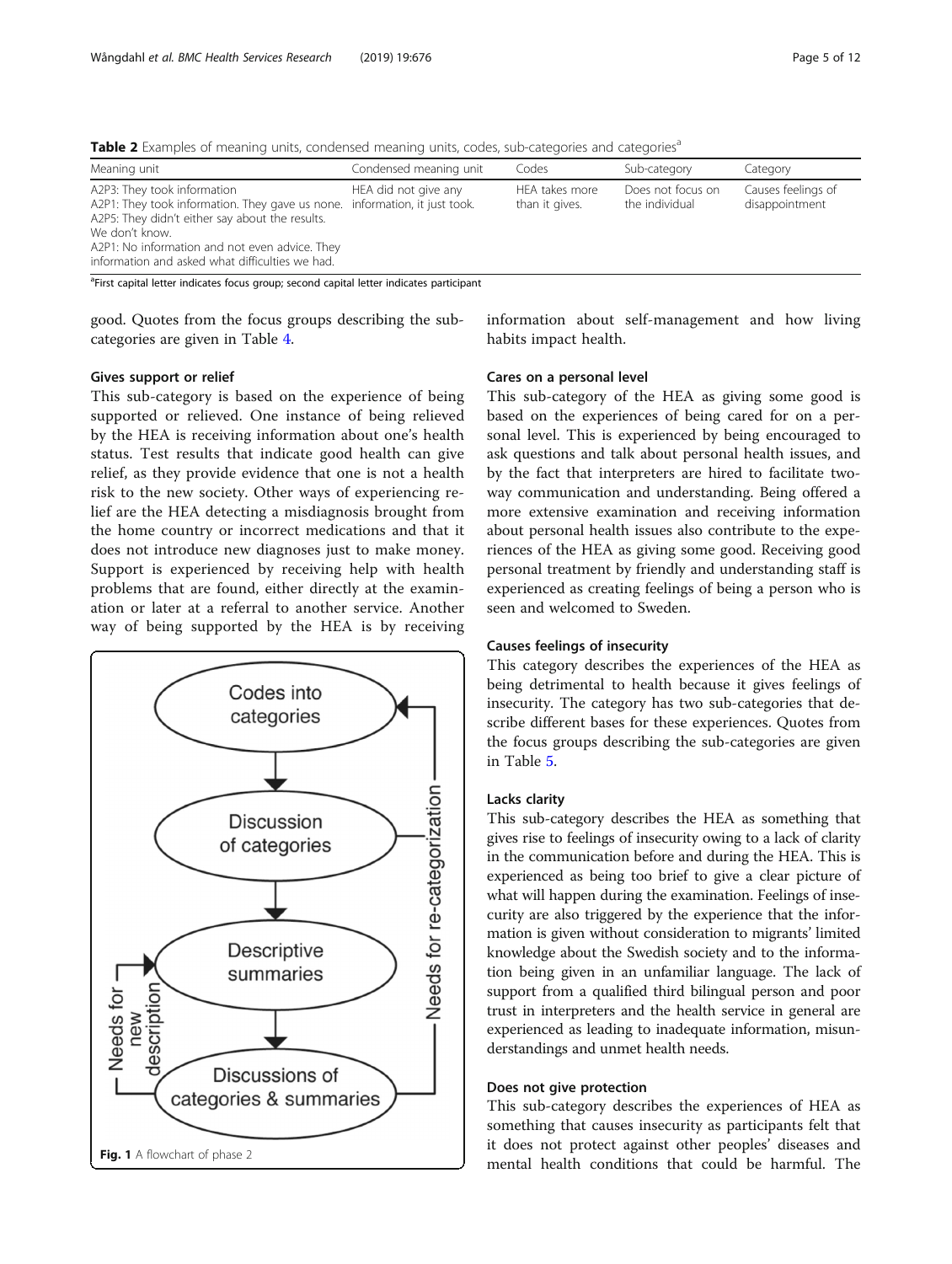**Table 2** Examples of meaning units, condensed meaning units, codes, sub-categories and categories[a]

| Meaning unit | Condensed meaning unit | Codes | Sub-category | Category |
|---|---|---|---|---|
| A2P3: They took information<br>A2P1: They took information. They gave us none.<br>A2P5: They didn't either say about the results. We don't know.<br>A2P1: No information and not even advice. They information and asked what difficulties we had. | HEA did not give any information, it just took. | HEA takes more than it gives. | Does not focus on the individual | Causes feelings of disappointment |

[a]First capital letter indicates focus group; second capital letter indicates participant

good. Quotes from the focus groups describing the sub-categories are given in Table 4.

### Gives support or relief

This sub-category is based on the experience of being supported or relieved. One instance of being relieved by the HEA is receiving information about one's health status. Test results that indicate good health can give relief, as they provide evidence that one is not a health risk to the new society. Other ways of experiencing relief are the HEA detecting a misdiagnosis brought from the home country or incorrect medications and that it does not introduce new diagnoses just to make money. Support is experienced by receiving help with health problems that are found, either directly at the examination or later at a referral to another service. Another way of being supported by the HEA is by receiving information about self-management and how living habits impact health.

Codes into categories → Discussion of categories → Descriptive summaries → Discussions of categories & summaries (Needs for new description; Needs for re-categorization)

**Fig. 1** A flowchart of phase 2

### Cares on a personal level

This sub-category of the HEA as giving some good is based on the experiences of being cared for on a personal level. This is experienced by being encouraged to ask questions and talk about personal health issues, and by the fact that interpreters are hired to facilitate two-way communication and understanding. Being offered a more extensive examination and receiving information about personal health issues also contribute to the experiences of the HEA as giving some good. Receiving good personal treatment by friendly and understanding staff is experienced as creating feelings of being a person who is seen and welcomed to Sweden.

### Causes feelings of insecurity

This category describes the experiences of the HEA as being detrimental to health because it gives feelings of insecurity. The category has two sub-categories that describe different bases for these experiences. Quotes from the focus groups describing the sub-categories are given in Table 5.

### Lacks clarity

This sub-category describes the HEA as something that gives rise to feelings of insecurity owing to a lack of clarity in the communication before and during the HEA. This is experienced as being too brief to give a clear picture of what will happen during the examination. Feelings of insecurity are also triggered by the experience that the information is given without consideration to migrants' limited knowledge about the Swedish society and to the information being given in an unfamiliar language. The lack of support from a qualified third bilingual person and poor trust in interpreters and the health service in general are experienced as leading to inadequate information, misunderstandings and unmet health needs.

### Does not give protection

This sub-category describes the experiences of HEA as something that causes insecurity as participants felt that it does not protect against other peoples' diseases and mental health conditions that could be harmful. The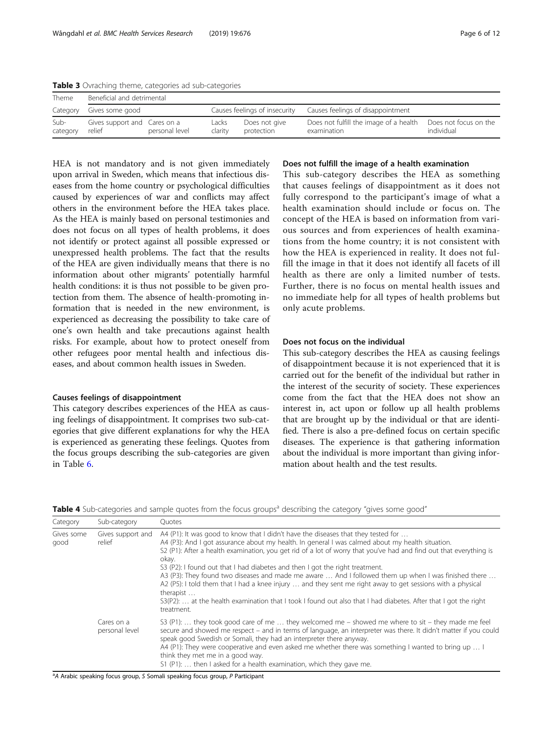**Table 3** Ovraching theme, categories ad sub-categories

| Theme | Beneficial and detrimental | | | | | |
|---|---|---|---|---|---|---|
| Category | Gives some good | | Causes feelings of insecurity | | Causes feelings of disappointment | |
| Sub-category | Gives support and relief | Cares on a personal level | Lacks clarity | Does not give protection | Does not fulfill the image of a health examination | Does not focus on the individual |

HEA is not mandatory and is not given immediately upon arrival in Sweden, which means that infectious diseases from the home country or psychological difficulties caused by experiences of war and conflicts may affect others in the environment before the HEA takes place. As the HEA is mainly based on personal testimonies and does not focus on all types of health problems, it does not identify or protect against all possible expressed or unexpressed health problems. The fact that the results of the HEA are given individually means that there is no information about other migrants' potentially harmful health conditions: it is thus not possible to be given protection from them. The absence of health-promoting information that is needed in the new environment, is experienced as decreasing the possibility to take care of one's own health and take precautions against health risks. For example, about how to protect oneself from other refugees poor mental health and infectious diseases, and about common health issues in Sweden.

#### Causes feelings of disappointment

This category describes experiences of the HEA as causing feelings of disappointment. It comprises two sub-categories that give different explanations for why the HEA is experienced as generating these feelings. Quotes from the focus groups describing the sub-categories are given in Table 6.

#### Does not fulfill the image of a health examination

This sub-category describes the HEA as something that causes feelings of disappointment as it does not fully correspond to the participant's image of what a health examination should include or focus on. The concept of the HEA is based on information from various sources and from experiences of health examinations from the home country; it is not consistent with how the HEA is experienced in reality. It does not fulfill the image in that it does not identify all facets of ill health as there are only a limited number of tests. Further, there is no focus on mental health issues and no immediate help for all types of health problems but only acute problems.

#### Does not focus on the individual

This sub-category describes the HEA as causing feelings of disappointment because it is not experienced that it is carried out for the benefit of the individual but rather in the interest of the security of society. These experiences come from the fact that the HEA does not show an interest in, act upon or follow up all health problems that are brought up by the individual or that are identified. There is also a pre-defined focus on certain specific diseases. The experience is that gathering information about the individual is more important than giving information about health and the test results.

**Table 4** Sub-categories and sample quotes from the focus groups[a] describing the category "gives some good"

| Category | Sub-category | Quotes |
|---|---|---|
| Gives some good | Gives support and relief | A4 (P1): It was good to know that I didn't have the diseases that they tested for …<br>A4 (P3): And I got assurance about my health. In general I was calmed about my health situation.<br>S2 (P1): After a health examination, you get rid of a lot of worry that you've had and find out that everything is okay.<br>S3 (P2): I found out that I had diabetes and then I got the right treatment.<br>A3 (P3): They found two diseases and made me aware … And I followed them up when I was finished there …<br>A2 (P5): I told them that I had a knee injury … and they sent me right away to get sessions with a physical therapist …<br>S3(P2): … at the health examination that I took I found out also that I had diabetes. After that I got the right treatment. |
| | Cares on a personal level | S3 (P1): … they took good care of me … they welcomed me – showed me where to sit – they made me feel secure and showed me respect – and in terms of language, an interpreter was there. It didn't matter if you could speak good Swedish or Somali, they had an interpreter there anyway.<br>A4 (P1): They were cooperative and even asked me whether there was something I wanted to bring up … I think they met me in a good way.<br>S1 (P1): … then I asked for a health examination, which they gave me. |

[a]A Arabic speaking focus group, S Somali speaking focus group, P Participant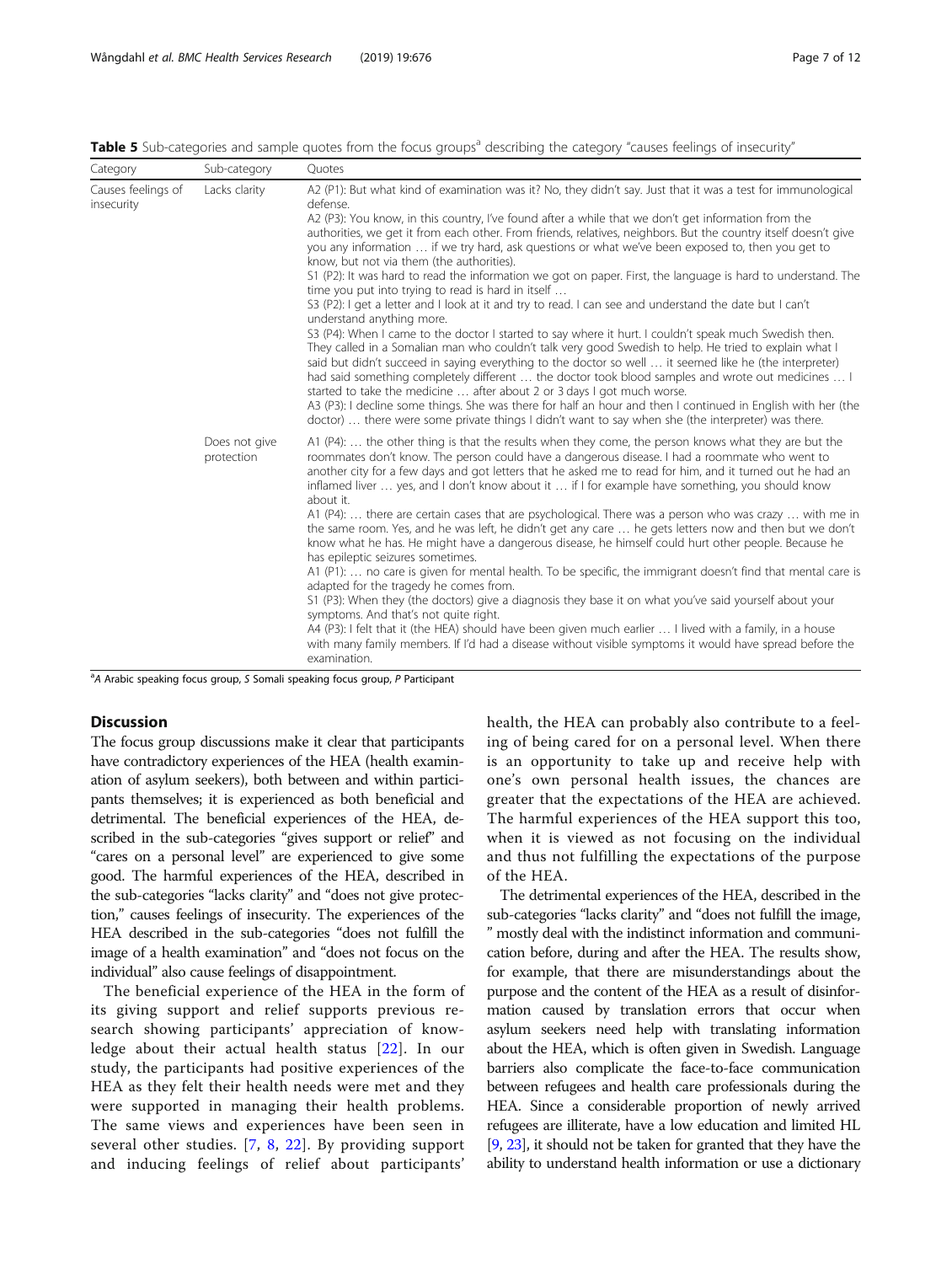**Table 5** Sub-categories and sample quotes from the focus groups[a] describing the category "causes feelings of insecurity"

| Category | Sub-category | Quotes |
| --- | --- | --- |
| Causes feelings of insecurity | Lacks clarity | A2 (P1): But what kind of examination was it? No, they didn't say. Just that it was a test for immunological defense.<br>A2 (P3): You know, in this country, I've found after a while that we don't get information from the authorities, we get it from each other. From friends, relatives, neighbors. But the country itself doesn't give you any information … if we try hard, ask questions or what we've been exposed to, then you get to know, but not via them (the authorities).<br>S1 (P2): It was hard to read the information we got on paper. First, the language is hard to understand. The time you put into trying to read is hard in itself …<br>S3 (P2): I get a letter and I look at it and try to read. I can see and understand the date but I can't understand anything more.<br>S3 (P4): When I came to the doctor I started to say where it hurt. I couldn't speak much Swedish then. They called in a Somalian man who couldn't talk very good Swedish to help. He tried to explain what I said but didn't succeed in saying everything to the doctor so well … it seemed like he (the interpreter) had said something completely different … the doctor took blood samples and wrote out medicines … I started to take the medicine … after about 2 or 3 days I got much worse.<br>A3 (P3): I decline some things. She was there for half an hour and then I continued in English with her (the doctor) … there were some private things I didn't want to say when she (the interpreter) was there. |
| | Does not give protection | A1 (P4): … the other thing is that the results when they come, the person knows what they are but the roommates don't know. The person could have a dangerous disease. I had a roommate who went to another city for a few days and got letters that he asked me to read for him, and it turned out he had an inflamed liver … yes, and I don't know about it … if I for example have something, you should know about it.<br>A1 (P4): … there are certain cases that are psychological. There was a person who was crazy … with me in the same room. Yes, and he was left, he didn't get any care … he gets letters now and then but we don't know what he has. He might have a dangerous disease, he himself could hurt other people. Because he has epileptic seizures sometimes.<br>A1 (P1): … no care is given for mental health. To be specific, the immigrant doesn't find that mental care is adapted for the tragedy he comes from.<br>S1 (P3): When they (the doctors) give a diagnosis they base it on what you've said yourself about your symptoms. And that's not quite right.<br>A4 (P3): I felt that it (the HEA) should have been given much earlier … I lived with a family, in a house with many family members. If I'd had a disease without visible symptoms it would have spread before the examination. |

[a]A Arabic speaking focus group, S Somali speaking focus group, P Participant

## Discussion

The focus group discussions make it clear that participants have contradictory experiences of the HEA (health examination of asylum seekers), both between and within participants themselves; it is experienced as both beneficial and detrimental. The beneficial experiences of the HEA, described in the sub-categories "gives support or relief" and "cares on a personal level" are experienced to give some good. The harmful experiences of the HEA, described in the sub-categories "lacks clarity" and "does not give protection," causes feelings of insecurity. The experiences of the HEA described in the sub-categories "does not fulfill the image of a health examination" and "does not focus on the individual" also cause feelings of disappointment.

The beneficial experience of the HEA in the form of its giving support and relief supports previous research showing participants' appreciation of knowledge about their actual health status [22]. In our study, the participants had positive experiences of the HEA as they felt their health needs were met and they were supported in managing their health problems. The same views and experiences have been seen in several other studies. [7, 8, 22]. By providing support and inducing feelings of relief about participants' health, the HEA can probably also contribute to a feeling of being cared for on a personal level. When there is an opportunity to take up and receive help with one's own personal health issues, the chances are greater that the expectations of the HEA are achieved. The harmful experiences of the HEA support this too, when it is viewed as not focusing on the individual and thus not fulfilling the expectations of the purpose of the HEA.

The detrimental experiences of the HEA, described in the sub-categories "lacks clarity" and "does not fulfill the image, " mostly deal with the indistinct information and communication before, during and after the HEA. The results show, for example, that there are misunderstandings about the purpose and the content of the HEA as a result of disinformation caused by translation errors that occur when asylum seekers need help with translating information about the HEA, which is often given in Swedish. Language barriers also complicate the face-to-face communication between refugees and health care professionals during the HEA. Since a considerable proportion of newly arrived refugees are illiterate, have a low education and limited HL [9, 23], it should not be taken for granted that they have the ability to understand health information or use a dictionary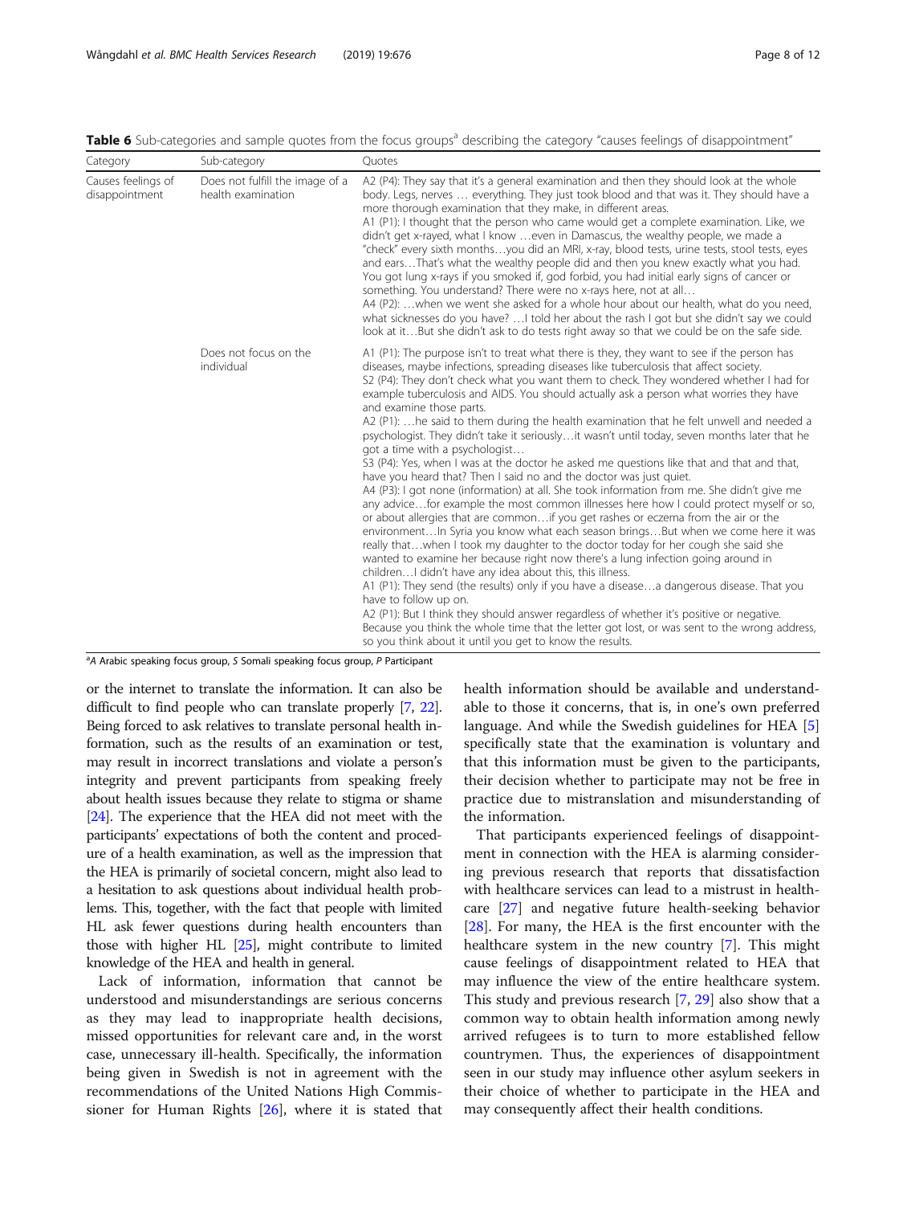**Table 6** Sub-categories and sample quotes from the focus groups[a] describing the category "causes feelings of disappointment"

| Category | Sub-category | Quotes |
| --- | --- | --- |
| Causes feelings of disappointment | Does not fulfill the image of a health examination | A2 (P4): They say that it's a general examination and then they should look at the whole body. Legs, nerves … everything. They just took blood and that was it. They should have a more thorough examination that they make, in different areas.<br>A1 (P1): I thought that the person who came would get a complete examination. Like, we didn't get x-rayed, what I know …even in Damascus, the wealthy people, we made a "check" every sixth months…you did an MRI, x-ray, blood tests, urine tests, stool tests, eyes and ears…That's what the wealthy people did and then you knew exactly what you had. You got lung x-rays if you smoked if, god forbid, you had initial early signs of cancer or something. You understand? There were no x-rays here, not at all…<br>A4 (P2): …when we went she asked for a whole hour about our health, what do you need, what sicknesses do you have? …I told her about the rash I got but she didn't say we could look at it…But she didn't ask to do tests right away so that we could be on the safe side. |
| | Does not focus on the individual | A1 (P1): The purpose isn't to treat what there is they, they want to see if the person has diseases, maybe infections, spreading diseases like tuberculosis that affect society.<br>S2 (P4): They don't check what you want them to check. They wondered whether I had for example tuberculosis and AIDS. You should actually ask a person what worries they have and examine those parts.<br>A2 (P1): …he said to them during the health examination that he felt unwell and needed a psychologist. They didn't take it seriously…it wasn't until today, seven months later that he got a time with a psychologist…<br>S3 (P4): Yes, when I was at the doctor he asked me questions like that and that and that, have you heard that? Then I said no and the doctor was just quiet.<br>A4 (P3): I got none (information) at all. She took information from me. She didn't give me any advice…for example the most common illnesses here how I could protect myself or so, or about allergies that are common…if you get rashes or eczema from the air or the environment…In Syria you know what each season brings…But when we come here it was really that…when I took my daughter to the doctor today for her cough she said she wanted to examine her because right now there's a lung infection going around in children…I didn't have any idea about this, this illness.<br>A1 (P1): They send (the results) only if you have a disease…a dangerous disease. That you have to follow up on.<br>A2 (P1): But I think they should answer regardless of whether it's positive or negative. Because you think the whole time that the letter got lost, or was sent to the wrong address, so you think about it until you get to know the results. |

[a]A Arabic speaking focus group, S Somali speaking focus group, P Participant

or the internet to translate the information. It can also be difficult to find people who can translate properly [7, 22]. Being forced to ask relatives to translate personal health information, such as the results of an examination or test, may result in incorrect translations and violate a person's integrity and prevent participants from speaking freely about health issues because they relate to stigma or shame [24]. The experience that the HEA did not meet with the participants' expectations of both the content and procedure of a health examination, as well as the impression that the HEA is primarily of societal concern, might also lead to a hesitation to ask questions about individual health problems. This, together, with the fact that people with limited HL ask fewer questions during health encounters than those with higher HL [25], might contribute to limited knowledge of the HEA and health in general.

Lack of information, information that cannot be understood and misunderstandings are serious concerns as they may lead to inappropriate health decisions, missed opportunities for relevant care and, in the worst case, unnecessary ill-health. Specifically, the information being given in Swedish is not in agreement with the recommendations of the United Nations High Commissioner for Human Rights [26], where it is stated that health information should be available and understandable to those it concerns, that is, in one's own preferred language. And while the Swedish guidelines for HEA [5] specifically state that the examination is voluntary and that this information must be given to the participants, their decision whether to participate may not be free in practice due to mistranslation and misunderstanding of the information.

That participants experienced feelings of disappointment in connection with the HEA is alarming considering previous research that reports that dissatisfaction with healthcare services can lead to a mistrust in healthcare [27] and negative future health-seeking behavior [28]. For many, the HEA is the first encounter with the healthcare system in the new country [7]. This might cause feelings of disappointment related to HEA that may influence the view of the entire healthcare system. This study and previous research [7, 29] also show that a common way to obtain health information among newly arrived refugees is to turn to more established fellow countrymen. Thus, the experiences of disappointment seen in our study may influence other asylum seekers in their choice of whether to participate in the HEA and may consequently affect their health conditions.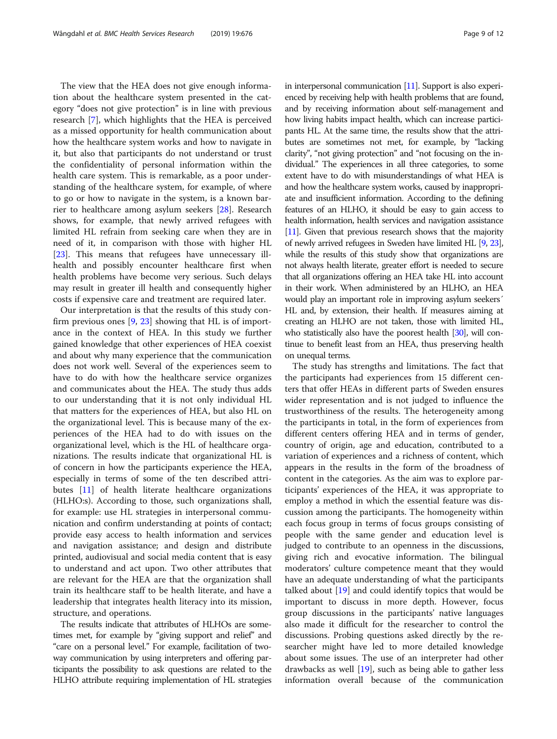The view that the HEA does not give enough information about the healthcare system presented in the category "does not give protection" is in line with previous research [7], which highlights that the HEA is perceived as a missed opportunity for health communication about how the healthcare system works and how to navigate in it, but also that participants do not understand or trust the confidentiality of personal information within the health care system. This is remarkable, as a poor understanding of the healthcare system, for example, of where to go or how to navigate in the system, is a known barrier to healthcare among asylum seekers [28]. Research shows, for example, that newly arrived refugees with limited HL refrain from seeking care when they are in need of it, in comparison with those with higher HL [23]. This means that refugees have unnecessary ill-health and possibly encounter healthcare first when health problems have become very serious. Such delays may result in greater ill health and consequently higher costs if expensive care and treatment are required later.

Our interpretation is that the results of this study confirm previous ones [9, 23] showing that HL is of importance in the context of HEA. In this study we further gained knowledge that other experiences of HEA coexist and about why many experience that the communication does not work well. Several of the experiences seem to have to do with how the healthcare service organizes and communicates about the HEA. The study thus adds to our understanding that it is not only individual HL that matters for the experiences of HEA, but also HL on the organizational level. This is because many of the experiences of the HEA had to do with issues on the organizational level, which is the HL of healthcare organizations. The results indicate that organizational HL is of concern in how the participants experience the HEA, especially in terms of some of the ten described attributes [11] of health literate healthcare organizations (HLHO:s). According to those, such organizations shall, for example: use HL strategies in interpersonal communication and confirm understanding at points of contact; provide easy access to health information and services and navigation assistance; and design and distribute printed, audiovisual and social media content that is easy to understand and act upon. Two other attributes that are relevant for the HEA are that the organization shall train its healthcare staff to be health literate, and have a leadership that integrates health literacy into its mission, structure, and operations.

The results indicate that attributes of HLHOs are sometimes met, for example by "giving support and relief" and "care on a personal level." For example, facilitation of two-way communication by using interpreters and offering participants the possibility to ask questions are related to the HLHO attribute requiring implementation of HL strategies in interpersonal communication [11]. Support is also experienced by receiving help with health problems that are found, and by receiving information about self-management and how living habits impact health, which can increase participants HL. At the same time, the results show that the attributes are sometimes not met, for example, by "lacking clarity", "not giving protection" and "not focusing on the individual." The experiences in all three categories, to some extent have to do with misunderstandings of what HEA is and how the healthcare system works, caused by inappropriate and insufficient information. According to the defining features of an HLHO, it should be easy to gain access to health information, health services and navigation assistance [11]. Given that previous research shows that the majority of newly arrived refugees in Sweden have limited HL [9, 23], while the results of this study show that organizations are not always health literate, greater effort is needed to secure that all organizations offering an HEA take HL into account in their work. When administered by an HLHO, an HEA would play an important role in improving asylum seekers´ HL and, by extension, their health. If measures aiming at creating an HLHO are not taken, those with limited HL, who statistically also have the poorest health [30], will continue to benefit least from an HEA, thus preserving health on unequal terms.

The study has strengths and limitations. The fact that the participants had experiences from 15 different centers that offer HEAs in different parts of Sweden ensures wider representation and is not judged to influence the trustworthiness of the results. The heterogeneity among the participants in total, in the form of experiences from different centers offering HEA and in terms of gender, country of origin, age and education, contributed to a variation of experiences and a richness of content, which appears in the results in the form of the broadness of content in the categories. As the aim was to explore participants' experiences of the HEA, it was appropriate to employ a method in which the essential feature was discussion among the participants. The homogeneity within each focus group in terms of focus groups consisting of people with the same gender and education level is judged to contribute to an openness in the discussions, giving rich and evocative information. The bilingual moderators' culture competence meant that they would have an adequate understanding of what the participants talked about [19] and could identify topics that would be important to discuss in more depth. However, focus group discussions in the participants' native languages also made it difficult for the researcher to control the discussions. Probing questions asked directly by the researcher might have led to more detailed knowledge about some issues. The use of an interpreter had other drawbacks as well [19], such as being able to gather less information overall because of the communication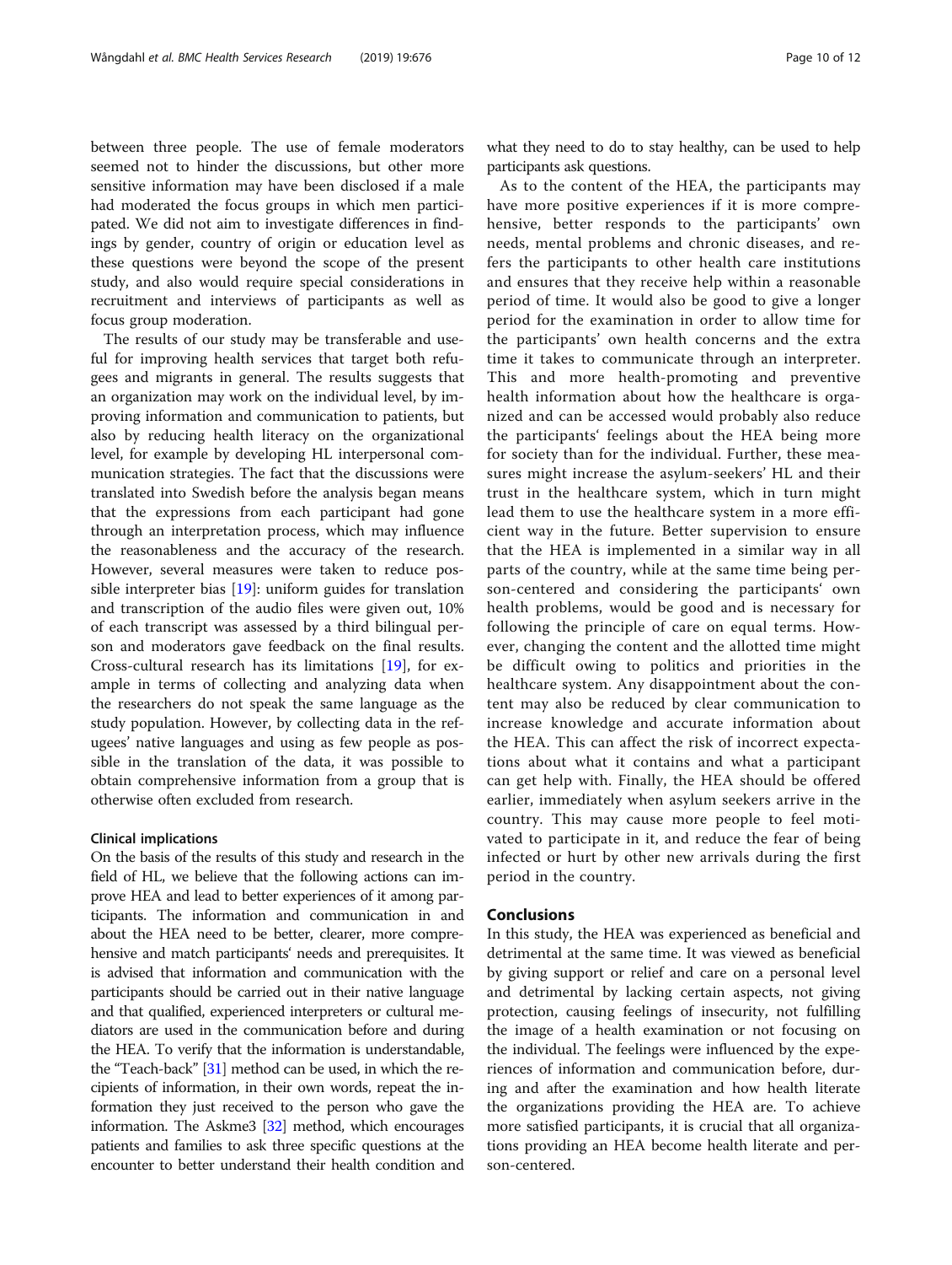between three people. The use of female moderators seemed not to hinder the discussions, but other more sensitive information may have been disclosed if a male had moderated the focus groups in which men participated. We did not aim to investigate differences in findings by gender, country of origin or education level as these questions were beyond the scope of the present study, and also would require special considerations in recruitment and interviews of participants as well as focus group moderation.

The results of our study may be transferable and useful for improving health services that target both refugees and migrants in general. The results suggests that an organization may work on the individual level, by improving information and communication to patients, but also by reducing health literacy on the organizational level, for example by developing HL interpersonal communication strategies. The fact that the discussions were translated into Swedish before the analysis began means that the expressions from each participant had gone through an interpretation process, which may influence the reasonableness and the accuracy of the research. However, several measures were taken to reduce possible interpreter bias [19]: uniform guides for translation and transcription of the audio files were given out, 10% of each transcript was assessed by a third bilingual person and moderators gave feedback on the final results. Cross-cultural research has its limitations [19], for example in terms of collecting and analyzing data when the researchers do not speak the same language as the study population. However, by collecting data in the refugees' native languages and using as few people as possible in the translation of the data, it was possible to obtain comprehensive information from a group that is otherwise often excluded from research.

### Clinical implications

On the basis of the results of this study and research in the field of HL, we believe that the following actions can improve HEA and lead to better experiences of it among participants. The information and communication in and about the HEA need to be better, clearer, more comprehensive and match participants' needs and prerequisites. It is advised that information and communication with the participants should be carried out in their native language and that qualified, experienced interpreters or cultural mediators are used in the communication before and during the HEA. To verify that the information is understandable, the "Teach-back" [31] method can be used, in which the recipients of information, in their own words, repeat the information they just received to the person who gave the information. The Askme3 [32] method, which encourages patients and families to ask three specific questions at the encounter to better understand their health condition and what they need to do to stay healthy, can be used to help participants ask questions.

As to the content of the HEA, the participants may have more positive experiences if it is more comprehensive, better responds to the participants' own needs, mental problems and chronic diseases, and refers the participants to other health care institutions and ensures that they receive help within a reasonable period of time. It would also be good to give a longer period for the examination in order to allow time for the participants' own health concerns and the extra time it takes to communicate through an interpreter. This and more health-promoting and preventive health information about how the healthcare is organized and can be accessed would probably also reduce the participants' feelings about the HEA being more for society than for the individual. Further, these measures might increase the asylum-seekers' HL and their trust in the healthcare system, which in turn might lead them to use the healthcare system in a more efficient way in the future. Better supervision to ensure that the HEA is implemented in a similar way in all parts of the country, while at the same time being person-centered and considering the participants' own health problems, would be good and is necessary for following the principle of care on equal terms. However, changing the content and the allotted time might be difficult owing to politics and priorities in the healthcare system. Any disappointment about the content may also be reduced by clear communication to increase knowledge and accurate information about the HEA. This can affect the risk of incorrect expectations about what it contains and what a participant can get help with. Finally, the HEA should be offered earlier, immediately when asylum seekers arrive in the country. This may cause more people to feel motivated to participate in it, and reduce the fear of being infected or hurt by other new arrivals during the first period in the country.

## Conclusions

In this study, the HEA was experienced as beneficial and detrimental at the same time. It was viewed as beneficial by giving support or relief and care on a personal level and detrimental by lacking certain aspects, not giving protection, causing feelings of insecurity, not fulfilling the image of a health examination or not focusing on the individual. The feelings were influenced by the experiences of information and communication before, during and after the examination and how health literate the organizations providing the HEA are. To achieve more satisfied participants, it is crucial that all organizations providing an HEA become health literate and person-centered.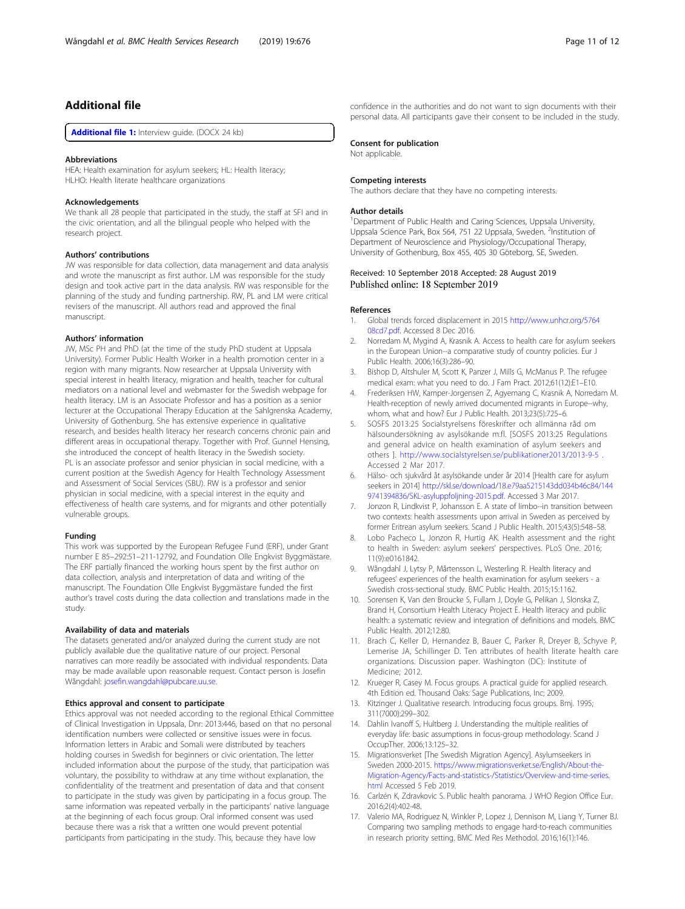## Additional file

**Additional file 1:** Interview guide. (DOCX 24 kb)

### Abbreviations

HEA: Health examination for asylum seekers; HL: Health literacy; HLHO: Health literate healthcare organizations

### Acknowledgements

We thank all 28 people that participated in the study, the staff at SFI and in the civic orientation, and all the bilingual people who helped with the research project.

### Authors' contributions

JW was responsible for data collection, data management and data analysis and wrote the manuscript as first author. LM was responsible for the study design and took active part in the data analysis. RW was responsible for the planning of the study and funding partnership. RW, PL and LM were critical revisers of the manuscript. All authors read and approved the final manuscript.

### Authors' information

JW, MSc PH and PhD (at the time of the study PhD student at Uppsala University). Former Public Health Worker in a health promotion center in a region with many migrants. Now researcher at Uppsala University with special interest in health literacy, migration and health, teacher for cultural mediators on a national level and webmaster for the Swedish webpage for health literacy. LM is an Associate Professor and has a position as a senior lecturer at the Occupational Therapy Education at the Sahlgrenska Academy, University of Gothenburg. She has extensive experience in qualitative research, and besides health literacy her research concerns chronic pain and different areas in occupational therapy. Together with Prof. Gunnel Hensing, she introduced the concept of health literacy in the Swedish society. PL is an associate professor and senior physician in social medicine, with a current position at the Swedish Agency for Health Technology Assessment and Assessment of Social Services (SBU). RW is a professor and senior physician in social medicine, with a special interest in the equity and effectiveness of health care systems, and for migrants and other potentially vulnerable groups.

### Funding

This work was supported by the European Refugee Fund (ERF), under Grant number E 85–292:51–211-12792, and Foundation Olle Engkvist Byggmästare. The ERF partially financed the working hours spent by the first author on data collection, analysis and interpretation of data and writing of the manuscript. The Foundation Olle Engkvist Byggmästare funded the first author's travel costs during the data collection and translations made in the study.

### Availability of data and materials

The datasets generated and/or analyzed during the current study are not publicly available due the qualitative nature of our project. Personal narratives can more readily be associated with individual respondents. Data may be made available upon reasonable request. Contact person is Josefin Wångdahl: josefin.wangdahl@pubcare.uu.se.

### Ethics approval and consent to participate

Ethics approval was not needed according to the regional Ethical Committee of Clinical Investigation in Uppsala, Dnr: 2013:446, based on that no personal identification numbers were collected or sensitive issues were in focus. Information letters in Arabic and Somali were distributed by teachers holding courses in Swedish for beginners or civic orientation. The letter included information about the purpose of the study, that participation was voluntary, the possibility to withdraw at any time without explanation, the confidentiality of the treatment and presentation of data and that consent to participate in the study was given by participating in a focus group. The same information was repeated verbally in the participants' native language at the beginning of each focus group. Oral informed consent was used because there was a risk that a written one would prevent potential participants from participating in the study. This, because they have low confidence in the authorities and do not want to sign documents with their personal data. All participants gave their consent to be included in the study.

### Consent for publication

Not applicable.

### Competing interests

The authors declare that they have no competing interests.

### Author details

[1]Department of Public Health and Caring Sciences, Uppsala University, Uppsala Science Park, Box 564, 751 22 Uppsala, Sweden. [2]Institution of Department of Neuroscience and Physiology/Occupational Therapy, University of Gothenburg, Box 455, 405 30 Göteborg, SE, Sweden.

Received: 10 September 2018 Accepted: 28 August 2019
Published online: 18 September 2019

### References

1. Global trends forced displacement in 2015 http://www.unhcr.org/576408cd7.pdf. Accessed 8 Dec 2016.
2. Norredam M, Mygind A, Krasnik A. Access to health care for asylum seekers in the European Union--a comparative study of country policies. Eur J Public Health. 2006;16(3):286–90.
3. Bishop D, Altshuler M, Scott K, Panzer J, Mills G, McManus P. The refugee medical exam: what you need to do. J Fam Pract. 2012;61(12):E1–E10.
4. Frederiksen HW, Kamper-Jorgensen Z, Agyemang C, Krasnik A, Norredam M. Health-reception of newly arrived documented migrants in Europe--why, whom, what and how? Eur J Public Health. 2013;23(5):725–6.
5. SOSFS 2013:25 Socialstyrelsens föreskrifter och allmänna råd om hälsoundersökning av asylsökande m.fl. [SOSFS 2013:25 Regulations and general advice on health examination of asylum seekers and others ]. http://www.socialstyrelsen.se/publikationer2013/2013-9-5 . Accessed 2 Mar 2017.
6. Hälso- och sjukvård åt asylsökande under år 2014 [Health care for asylum seekers in 2014] http://skl.se/download/18.e79aa5215143dd034b46c84/1449741394836/SKL-asyluppfoljning-2015.pdf. Accessed 3 Mar 2017.
7. Jonzon R, Lindkvist P, Johansson E. A state of limbo--in transition between two contexts: health assessments upon arrival in Sweden as perceived by former Eritrean asylum seekers. Scand J Public Health. 2015;43(5):548–58.
8. Lobo Pacheco L, Jonzon R, Hurtig AK. Health assessment and the right to health in Sweden: asylum seekers' perspectives. PLoS One. 2016; 11(9):e0161842.
9. Wångdahl J, Lytsy P, Mårtensson L, Westerling R. Health literacy and refugees' experiences of the health examination for asylum seekers - a Swedish cross-sectional study. BMC Public Health. 2015;15:1162.
10. Sorensen K, Van den Broucke S, Fullam J, Doyle G, Pelikan J, Slonska Z, Brand H, Consortium Health Literacy Project E. Health literacy and public health: a systematic review and integration of definitions and models. BMC Public Health. 2012;12:80.
11. Brach C, Keller D, Hernandez B, Bauer C, Parker R, Dreyer B, Schyve P, Lemerise JA, Schillinger D. Ten attributes of health literate health care organizations. Discussion paper. Washington (DC): Institute of Medicine; 2012.
12. Krueger R, Casey M. Focus groups. A practical guide for applied research. 4th Edition ed. Thousand Oaks: Sage Publications, Inc; 2009.
13. Kitzinger J. Qualitative research. Introducing focus groups. Bmj. 1995; 311(7000):299–302.
14. Dahlin Ivanoff S, Hultberg J. Understanding the multiple realities of everyday life: basic assumptions in focus-group methodology. Scand J OccupTher. 2006;13:125–32.
15. Migrationsverket [The Swedish Migration Agency]. Asylumseekers in Sweden 2000-2015. https://www.migrationsverket.se/English/About-the-Migration-Agency/Facts-and-statistics-/Statistics/Overview-and-time-series.html Accessed 5 Feb 2019.
16. Carlzén K, Zdravkovic S. Public health panorama. J WHO Region Office Eur. 2016;2(4):402-48.
17. Valerio MA, Rodriguez N, Winkler P, Lopez J, Dennison M, Liang Y, Turner BJ. Comparing two sampling methods to engage hard-to-reach communities in research priority setting. BMC Med Res Methodol. 2016;16(1):146.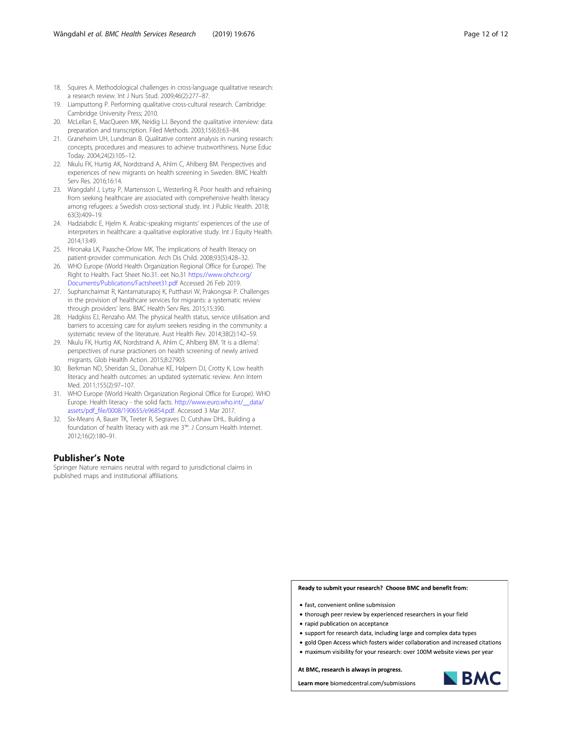18. Squires A. Methodological challenges in cross-language qualitative research: a research review. Int J Nurs Stud. 2009;46(2):277–87.
19. Liamputtong P. Performing qualitative cross-cultural research. Cambridge: Cambridge University Press; 2010.
20. McLellan E, MacQueen MK, Neidig LJ. Beyond the qualitative interview: data preparation and transcription. Filed Methods. 2003;15(63):63–84.
21. Graneheim UH, Lundman B. Qualitative content analysis in nursing research: concepts, procedures and measures to achieve trustworthiness. Nurse Educ Today. 2004;24(2):105–12.
22. Nkulu FK, Hurtig AK, Nordstrand A, Ahlm C, Ahlberg BM. Perspectives and experiences of new migrants on health screening in Sweden. BMC Health Serv Res. 2016;16:14.
23. Wangdahl J, Lytsy P, Martensson L, Westerling R. Poor health and refraining from seeking healthcare are associated with comprehensive health literacy among refugees: a Swedish cross-sectional study. Int J Public Health. 2018; 63(3):409–19.
24. Hadziabdic E, Hjelm K. Arabic-speaking migrants' experiences of the use of interpreters in healthcare: a qualitative explorative study. Int J Equity Health. 2014;13:49.
25. Hironaka LK, Paasche-Orlow MK. The implications of health literacy on patient-provider communication. Arch Dis Child. 2008;93(5):428–32.
26. WHO Europe (World Health Organization Regional Office for Europe). The Right to Health. Fact Sheet No.31. eet No.31 https://www.ohchr.org/Documents/Publications/Factsheet31.pdf Accessed 26 Feb 2019.
27. Suphanchaimat R, Kantamaturapoj K, Putthasri W, Prakongsai P. Challenges in the provision of healthcare services for migrants: a systematic review through providers' lens. BMC Health Serv Res. 2015;15:390.
28. Hadgkiss EJ, Renzaho AM. The physical health status, service utilisation and barriers to accessing care for asylum seekers residing in the community: a systematic review of the literature. Aust Health Rev. 2014;38(2):142–59.
29. Nkulu FK, Hurtig AK, Nordstrand A, Ahlm C, Ahlberg BM. 'It is a dilema': perspectives of nurse practioners on health screening of newly arrived migrants. Glob Healtlh Action. 2015;8:27903.
30. Berkman ND, Sheridan SL, Donahue KE, Halpern DJ, Crotty K. Low health literacy and health outcomes: an updated systematic review. Ann Intern Med. 2011;155(2):97–107.
31. WHO Europe (World Health Organization Regional Office for Europe). WHO Europe. Health literacy - the solid facts. http://www.euro.who.int/__data/assets/pdf_file/0008/190655/e96854.pdf. Accessed 3 Mar 2017.
32. Six-Means A, Bauer TK, Teeter R, Segraves D, Cutshaw DHL. Building a foundation of health literacy with ask me 3™. J Consum Health Internet. 2012;16(2):180–91.

## Publisher's Note

Springer Nature remains neutral with regard to jurisdictional claims in published maps and institutional affiliations.

**Ready to submit your research? Choose BMC and benefit from:**

- fast, convenient online submission
- thorough peer review by experienced researchers in your field
- rapid publication on acceptance
- support for research data, including large and complex data types
- gold Open Access which fosters wider collaboration and increased citations
- maximum visibility for your research: over 100M website views per year

**At BMC, research is always in progress.**

**Learn more** biomedcentral.com/submissions

BMC